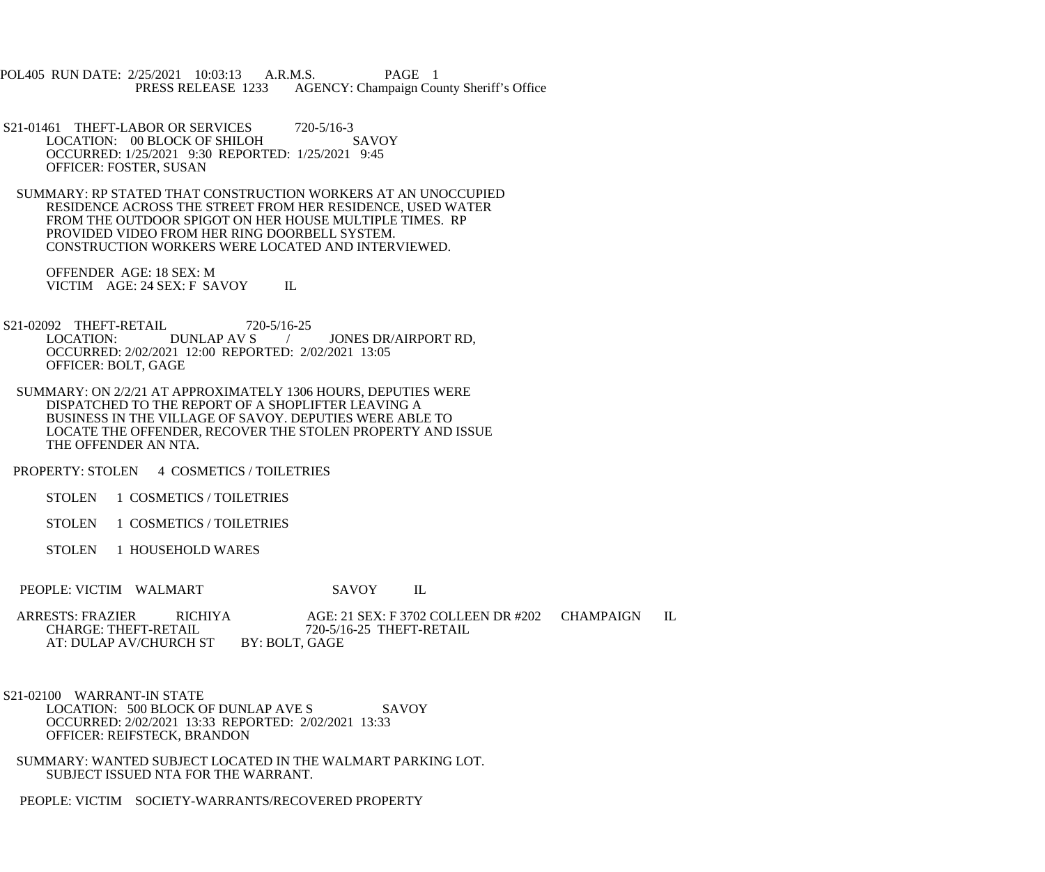POL405 RUN DATE: 2/25/2021 10:03:13 A.R.M.S.
PRESS RELEASE 1233 AGENCY: Champaign County Sheriff's Office

S21-01461 THEFT-LABOR OR SERVICES 720-5/16-3
LOCATION: 00 BLOCK OF SHILOH SAVOY
OCCURRED: 1/25/2021 9:30 REPORTED: 1/25/2021 9:45
OFFICER: FOSTER, SUSAN

SUMMARY: RP STATED THAT CONSTRUCTION WORKERS AT AN UNOCCUPIED RESIDENCE ACROSS THE STREET FROM HER RESIDENCE, USED WATER FROM THE OUTDOOR SPIGOT ON HER HOUSE MULTIPLE TIMES. RP PROVIDED VIDEO FROM HER RING DOORBELL SYSTEM. CONSTRUCTION WORKERS WERE LOCATED AND INTERVIEWED.

OFFENDER AGE: 18 SEX: M
VICTIM AGE: 24 SEX: F SAVOY IL

S21-02092 THEFT-RETAIL 720-5/16-25
LOCATION: DUNLAP AV S / JONES DR/AIRPORT RD,
OCCURRED: 2/02/2021 12:00 REPORTED: 2/02/2021 13:05
OFFICER: BOLT, GAGE

SUMMARY: ON 2/2/21 AT APPROXIMATELY 1306 HOURS, DEPUTIES WERE DISPATCHED TO THE REPORT OF A SHOPLIFTER LEAVING A BUSINESS IN THE VILLAGE OF SAVOY. DEPUTIES WERE ABLE TO LOCATE THE OFFENDER, RECOVER THE STOLEN PROPERTY AND ISSUE THE OFFENDER AN NTA.

PROPERTY: STOLEN 4 COSMETICS / TOILETRIES

STOLEN 1 COSMETICS / TOILETRIES

STOLEN 1 COSMETICS / TOILETRIES

STOLEN 1 HOUSEHOLD WARES

PEOPLE: VICTIM WALMART SAVOY IL

ARRESTS: FRAZIER RICHIYA AGE: 21 SEX: F 3702 COLLEEN DR #202 CHAMPAIGN IL
CHARGE: THEFT-RETAIL 720-5/16-25 THEFT-RETAIL
AT: DULAP AV/CHURCH ST BY: BOLT, GAGE

S21-02100 WARRANT-IN STATE
LOCATION: 500 BLOCK OF DUNLAP AVE S SAVOY
OCCURRED: 2/02/2021 13:33 REPORTED: 2/02/2021 13:33
OFFICER: REIFSTECK, BRANDON

SUMMARY: WANTED SUBJECT LOCATED IN THE WALMART PARKING LOT. SUBJECT ISSUED NTA FOR THE WARRANT.

PEOPLE: VICTIM SOCIETY-WARRANTS/RECOVERED PROPERTY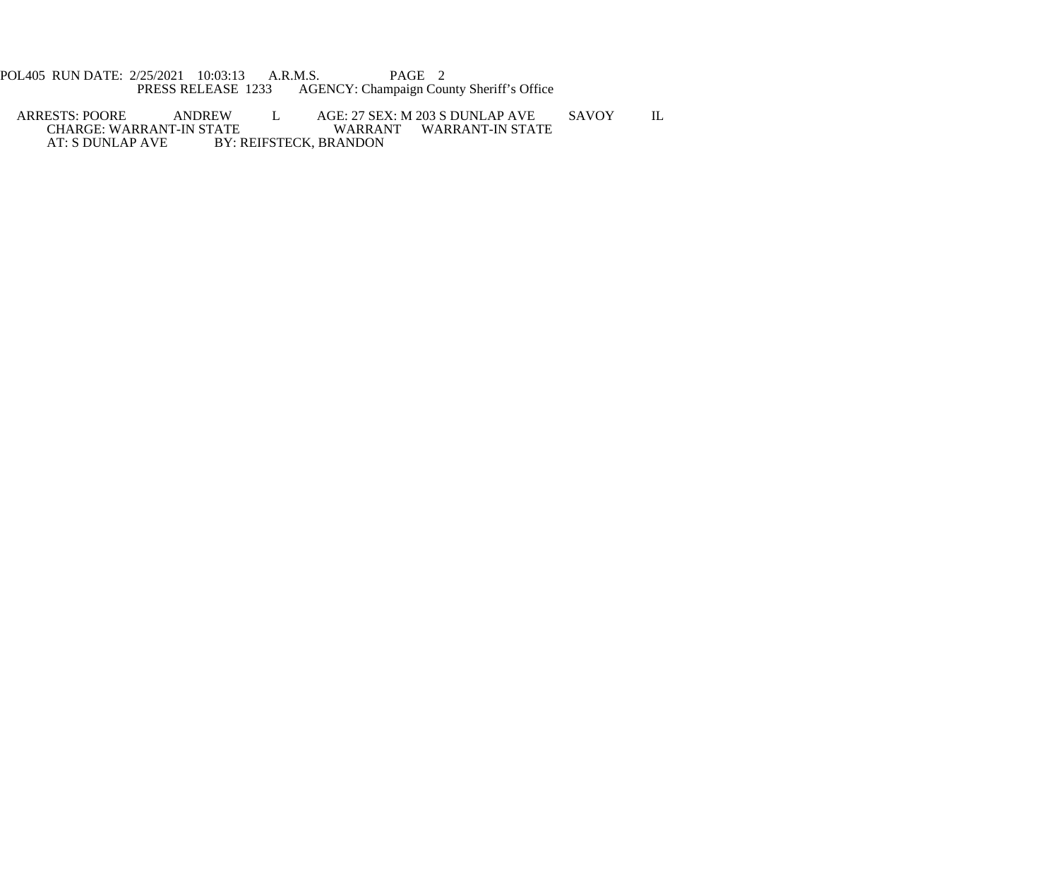ARRESTS: POORE ANDREW L AGE: 27 SEX: M 203 S DUNLAP AVE SAVOY IL

CHARGE: WARRANT-IN STATE WARRANT WARRANT-IN STATE

AT: S DUNLAP AVE BY: REIFSTECK, BRANDON